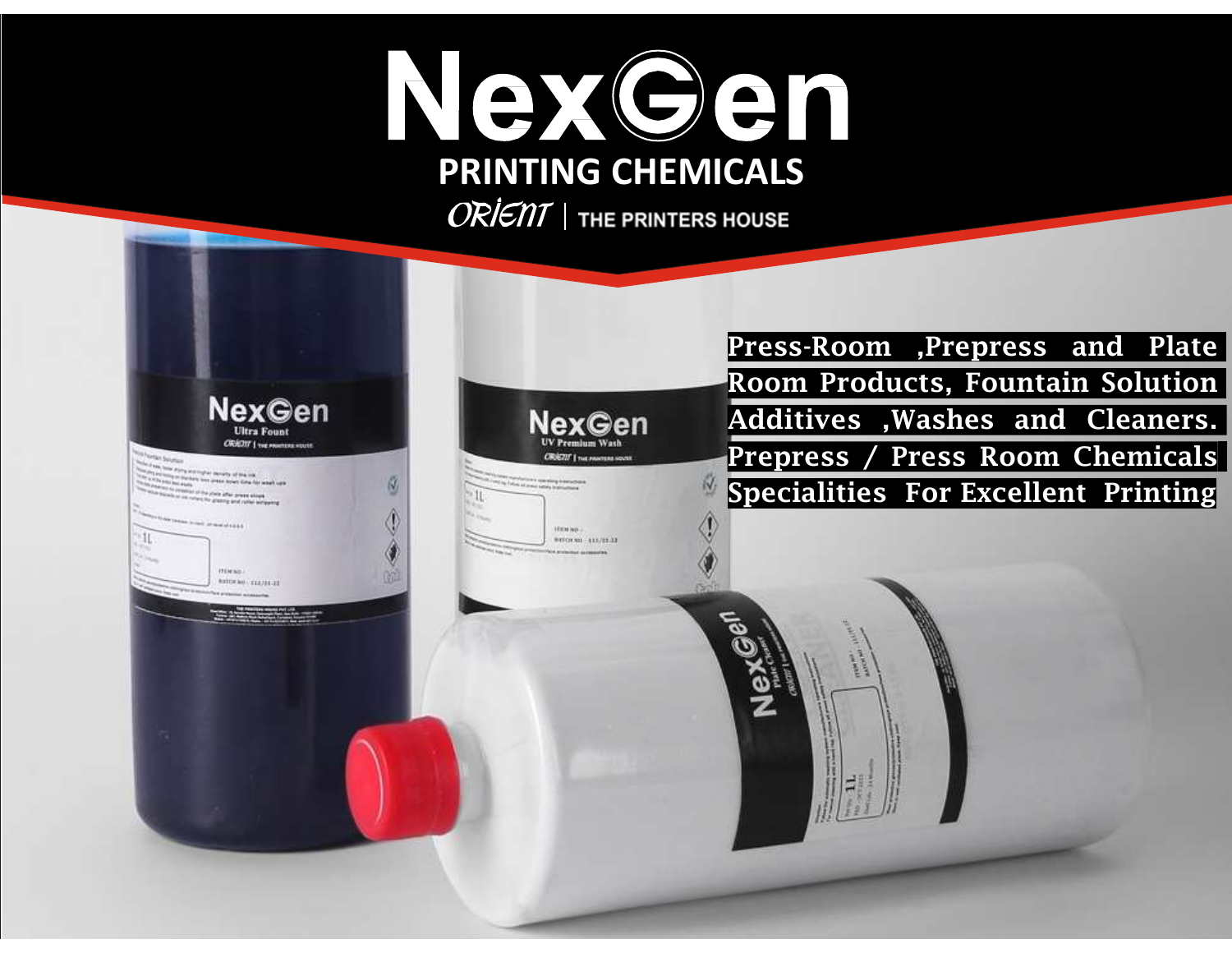# NexGen

## PRINTING CHEMICALS

ORIENT | THE PRINTERS HOUSE

Press-Room ,Prepress and Plate Room Products, Fountain Solution Additives ,Washes and Cleaners. Prepress / Press Room Chemicals Specialities For Excellent Printing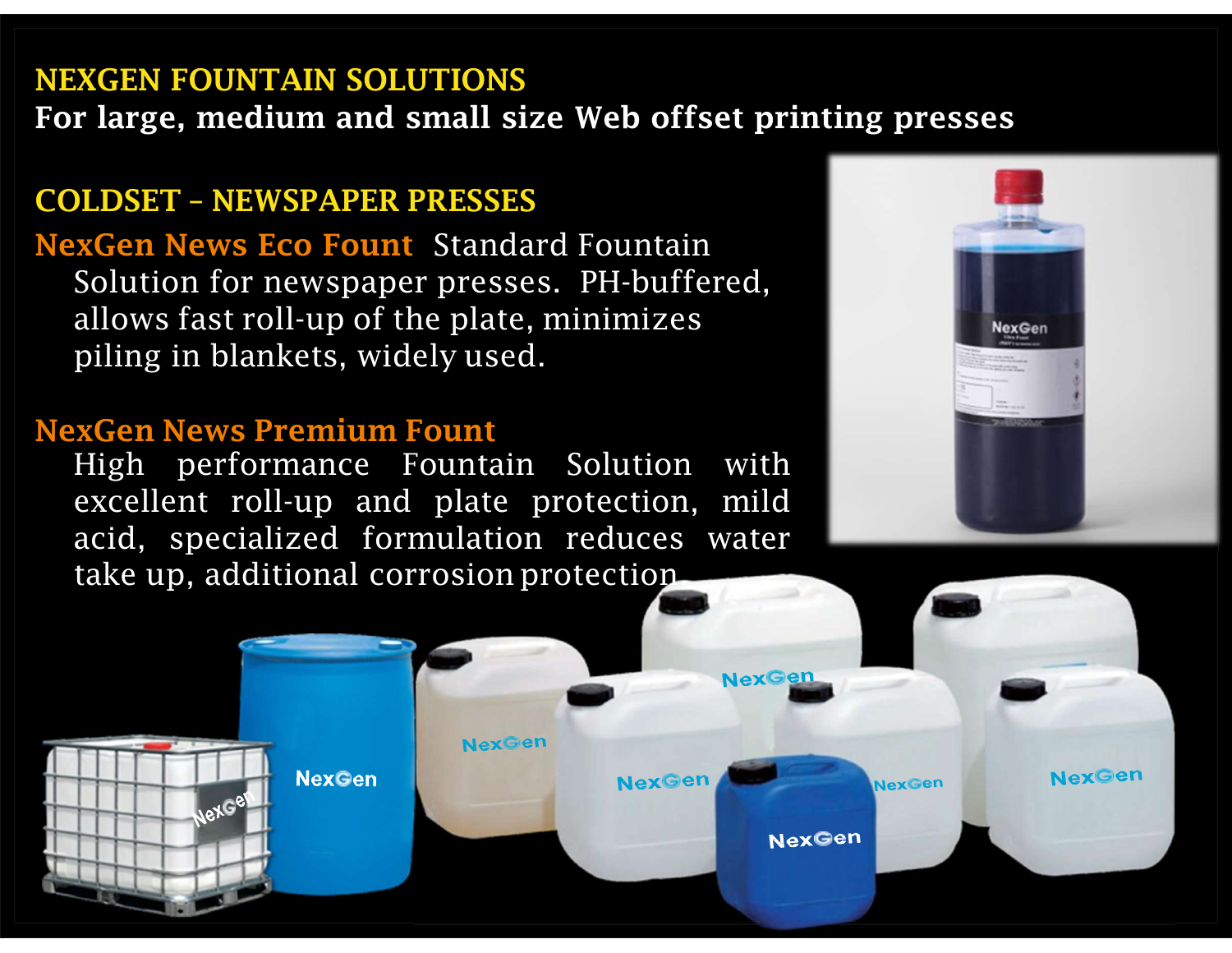# NEXGEN FOUNTAIN SOLUTIONS

**For large, medium and small size Web offset printing presses**

## COLDSET – NEWSPAPER PRESSES

**NexGen News Eco Fount** Standard Fountain Solution for newspaper presses. PH-buffered, allows fast roll-up of the plate, minimizes piling in blankets, widely used.

**NexGen News Premium Fount**
High performance Fountain Solution with excellent roll-up and plate protection, mild acid, specialized formulation reduces water take up, additional corrosion protection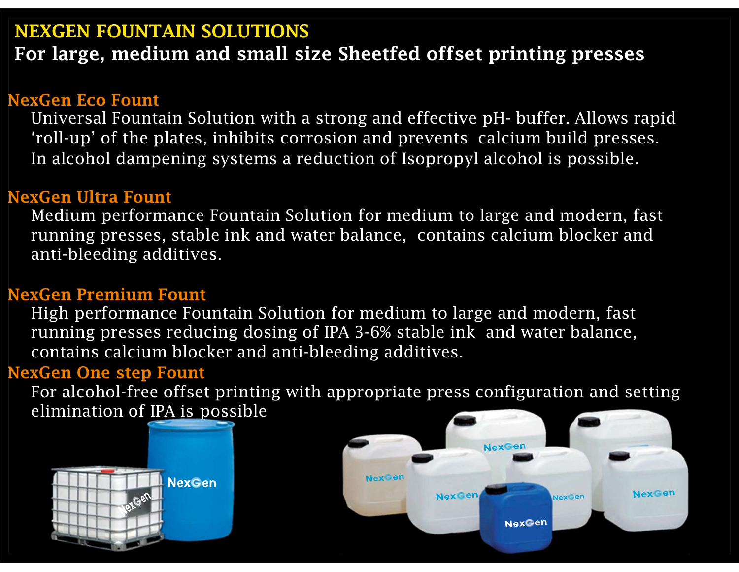# NEXGEN FOUNTAIN SOLUTIONS

## For large, medium and small size Sheetfed offset printing presses

### NexGen Eco Fount

Universal Fountain Solution with a strong and effective pH- buffer. Allows rapid 'roll-up' of the plates, inhibits corrosion and prevents calcium build presses. In alcohol dampening systems a reduction of Isopropyl alcohol is possible.

### NexGen Ultra Fount

Medium performance Fountain Solution for medium to large and modern, fast running presses, stable ink and water balance, contains calcium blocker and anti-bleeding additives.

### NexGen Premium Fount

High performance Fountain Solution for medium to large and modern, fast running presses reducing dosing of IPA 3-6% stable ink and water balance, contains calcium blocker and anti-bleeding additives.

### NexGen One step Fount

For alcohol-free offset printing with appropriate press configuration and setting elimination of IPA is possible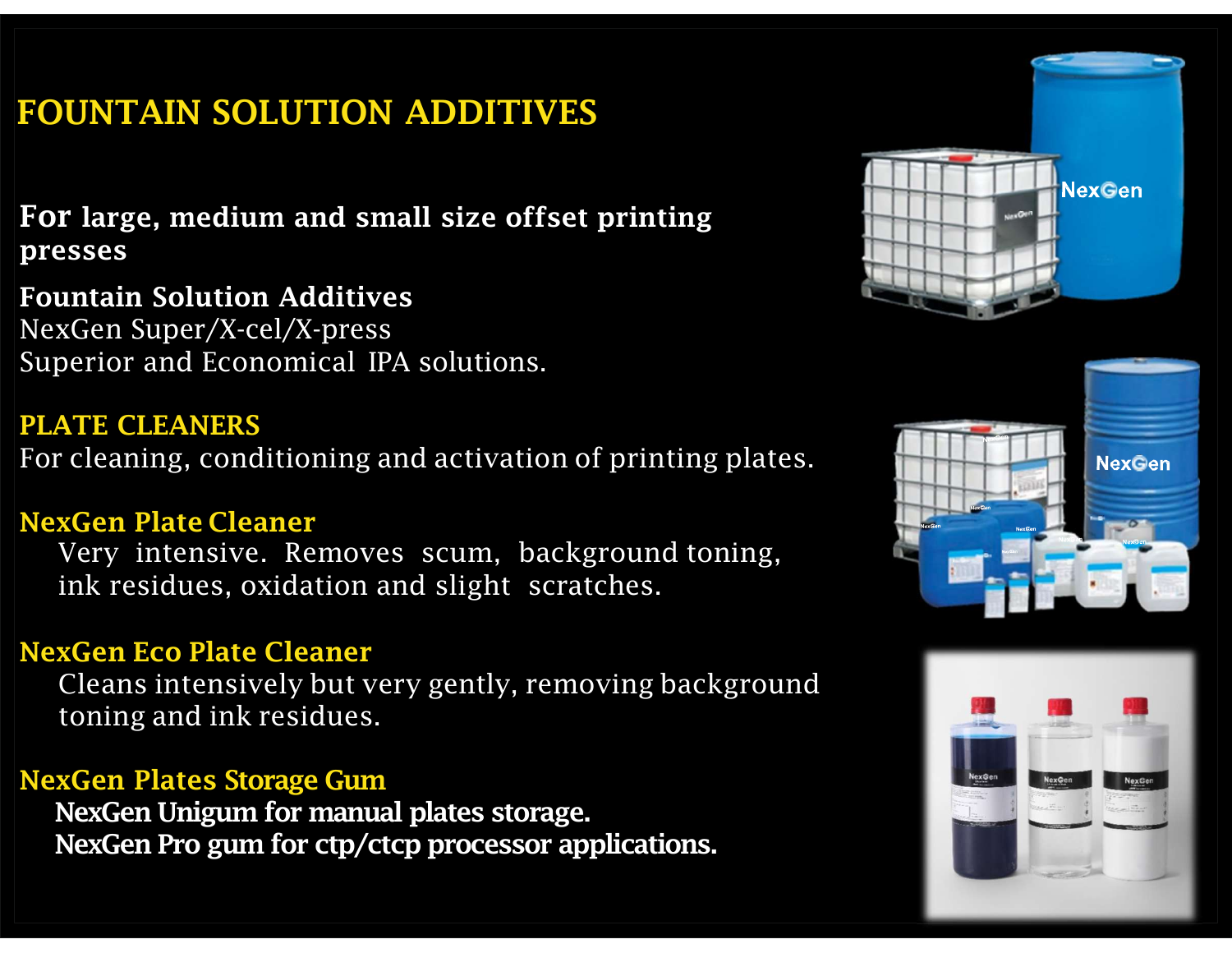# FOUNTAIN SOLUTION ADDITIVES

**For large, medium and small size offset printing presses**

**Fountain Solution Additives**
NexGen Super/X-cel/X-press
Superior and Economical IPA solutions.

## PLATE CLEANERS

For cleaning, conditioning and activation of printing plates.

### NexGen Plate Cleaner

Very intensive. Removes scum, background toning, ink residues, oxidation and slight scratches.

### NexGen Eco Plate Cleaner

Cleans intensively but very gently, removing background toning and ink residues.

### NexGen Plates Storage Gum

**NexGen Unigum for manual plates storage.**
**NexGen Pro gum for ctp/ctcp processor applications.**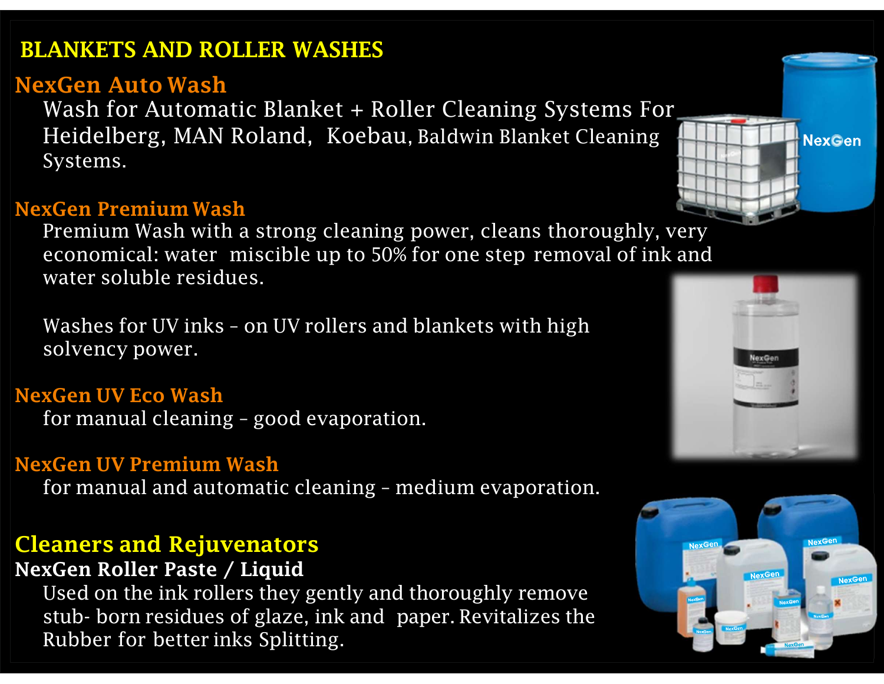# BLANKETS AND ROLLER WASHES

## NexGen Auto Wash

Wash for Automatic Blanket + Roller Cleaning Systems For Heidelberg, MAN Roland, Koebau, Baldwin Blanket Cleaning Systems.

## NexGen Premium Wash

Premium Wash with a strong cleaning power, cleans thoroughly, very economical: water miscible up to 50% for one step removal of ink and water soluble residues.

Washes for UV inks – on UV rollers and blankets with high solvency power.

## NexGen UV Eco Wash

for manual cleaning – good evaporation.

## NexGen UV Premium Wash

for manual and automatic cleaning – medium evaporation.

# Cleaners and Rejuvenators

## NexGen Roller Paste / Liquid

Used on the ink rollers they gently and thoroughly remove stub- born residues of glaze, ink and paper. Revitalizes the Rubber for better inks Splitting.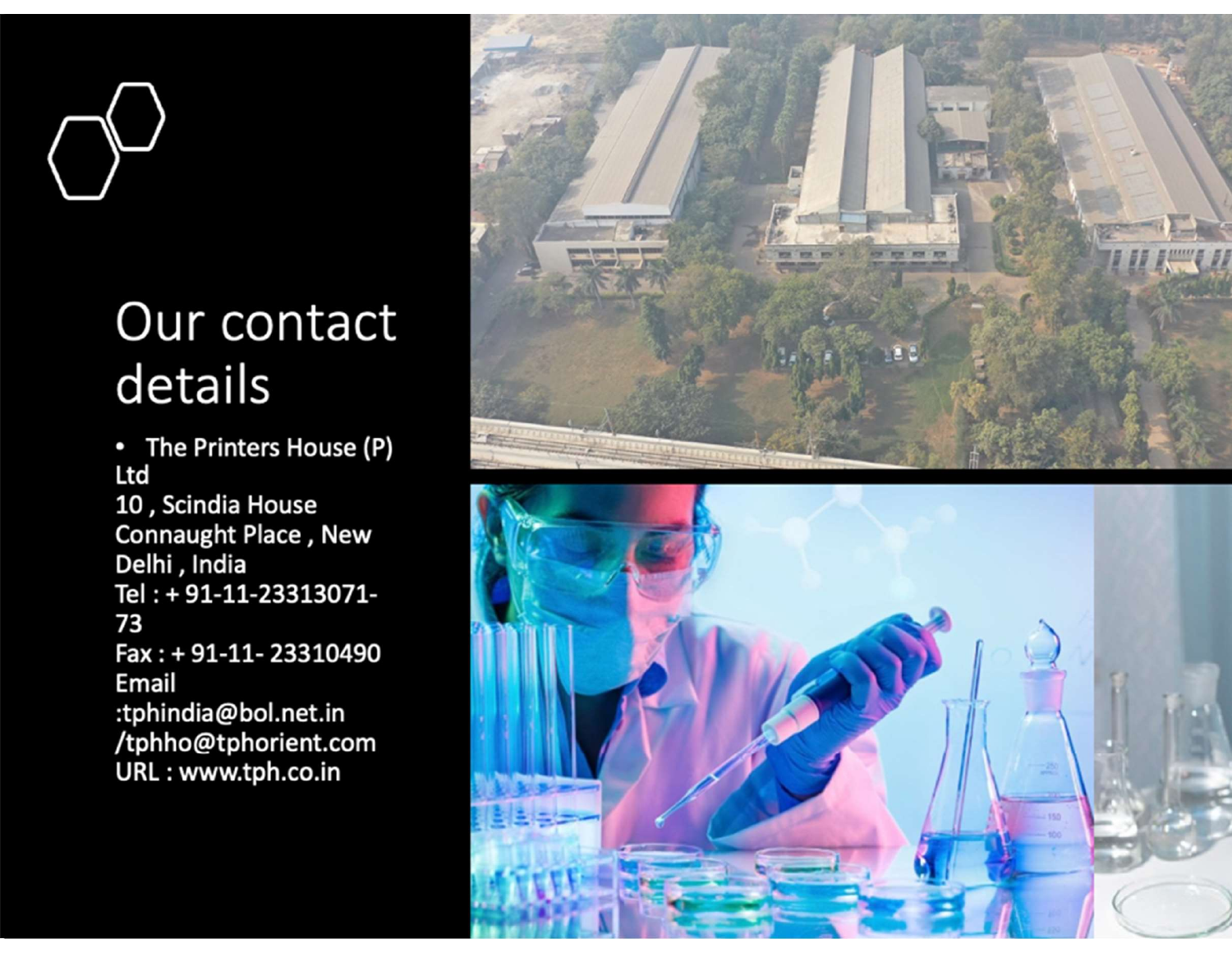# Our contact details

- The Printers House (P) Ltd
  10 , Scindia House
  Connaught Place , New Delhi , India
  Tel : + 91-11-23313071-73
  Fax : + 91-11- 23310490
  Email :tphindia@bol.net.in /tphho@tphorient.com
  URL : www.tph.co.in